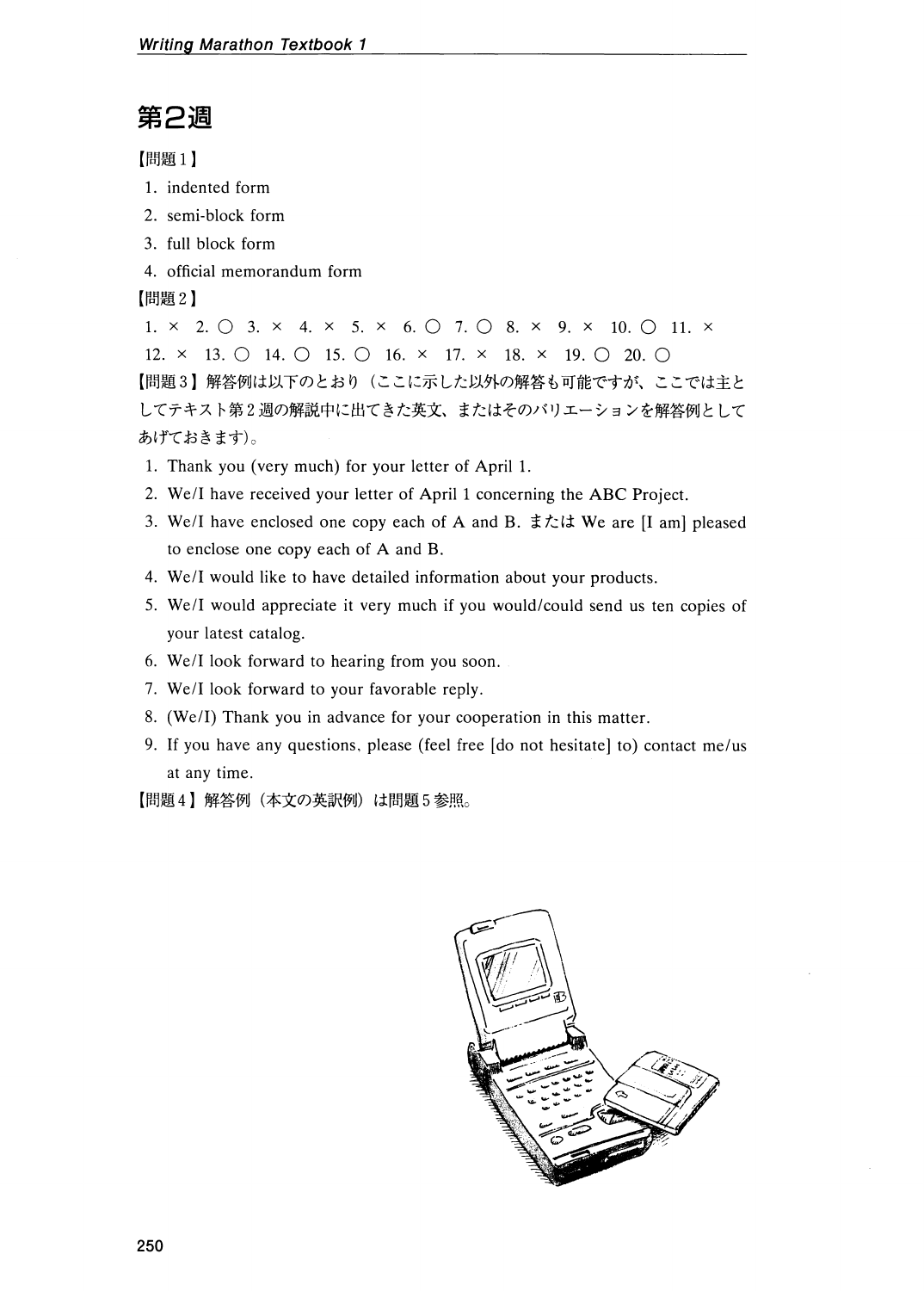# 第2週

【問題1】

1. indented form
2. semi-block form
3. full block form
4. official memorandum form

【問題2】

1. × 2. ○ 3. × 4. × 5. × 6. ○ 7. ○ 8. × 9. × 10. ○ 11. ×
12. × 13. ○ 14. ○ 15. ○ 16. × 17. × 18. × 19. ○ 20. ○

【問題3】解答例は以下のとおり（ここに示した以外の解答も可能ですが、ここでは主としてテキスト第2週の解説中に出てきた英文、またはそのバリエーションを解答例としてあげておきます）。

1. Thank you (very much) for your letter of April 1.
2. We/I have received your letter of April 1 concerning the ABC Project.
3. We/I have enclosed one copy each of A and B. または We are [I am] pleased to enclose one copy each of A and B.
4. We/I would like to have detailed information about your products.
5. We/I would appreciate it very much if you would/could send us ten copies of your latest catalog.
6. We/I look forward to hearing from you soon.
7. We/I look forward to your favorable reply.
8. (We/I) Thank you in advance for your cooperation in this matter.
9. If you have any questions, please (feel free [do not hesitate] to) contact me/us at any time.

【問題4】解答例（本文の英訳例）は問題5参照。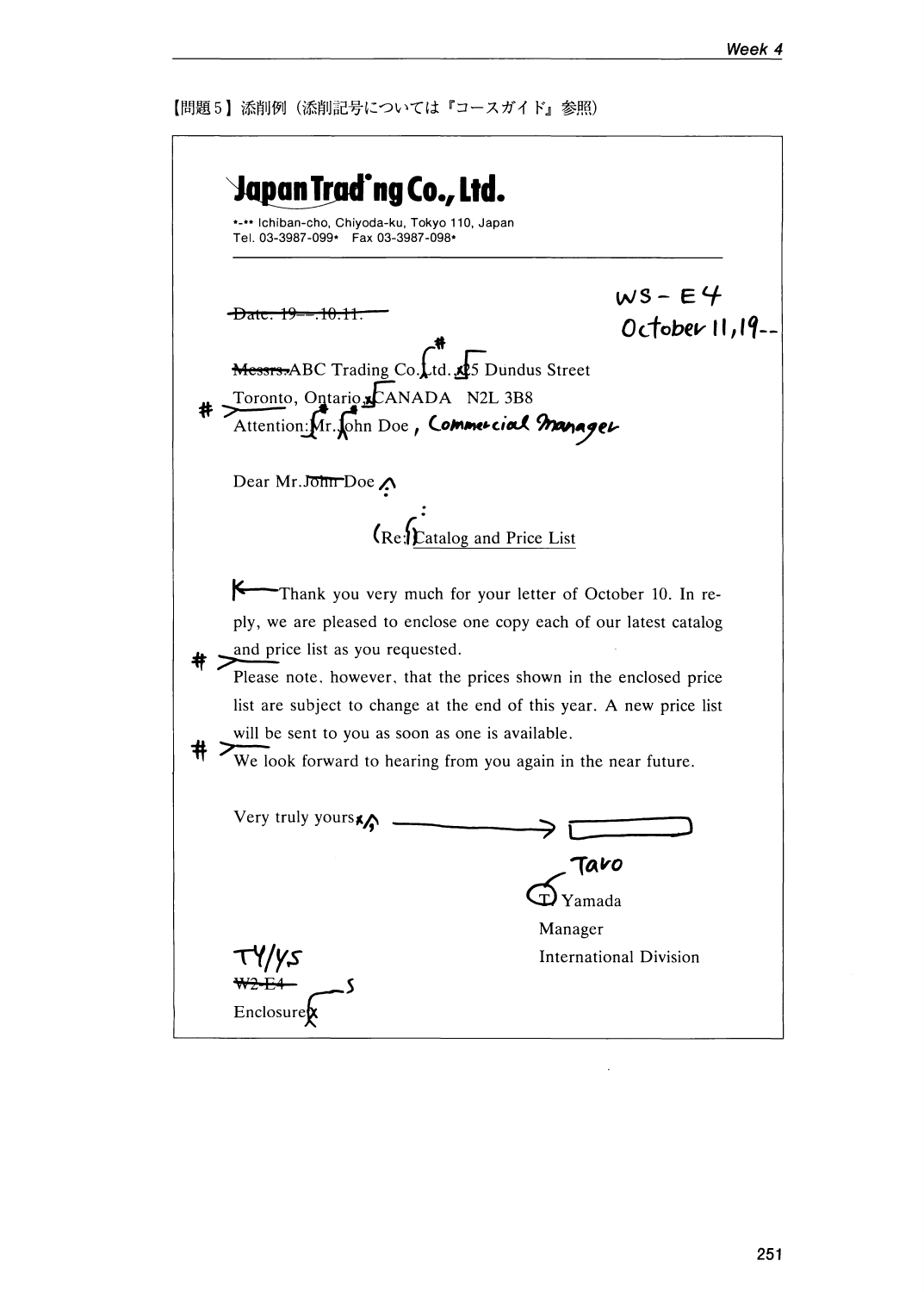【問題5】添削例（添削記号については『コースガイド』参照）

# Japan Trad*ng Co., Ltd.

*-** Ichiban-cho, Chiyoda-ku, Tokyo 110, Japan
Tel. 03-3987-099* Fax 03-3987-098*

~~Date: 19--.10.11.~~

WS-E4
October 11, 19--

~~Messrs.~~ABC Trading Co. Ltd. 25 Dundus Street
Toronto, Ontario CANADA N2L 3B8
Attention: Mr. John Doe, Commercial Manager

Dear Mr. ~~John~~ Doe :

(Re:) Catalog and Price List

Thank you very much for your letter of October 10. In reply, we are pleased to enclose one copy each of our latest catalog and price list as you requested.

Please note, however, that the prices shown in the enclosed price list are subject to change at the end of this year. A new price list will be sent to you as soon as one is available.

We look forward to hearing from you again in the near future.

Very truly yours,

Taro
T. Yamada
Manager
International Division

TY/YS
~~W2-E4~~
Enclosures